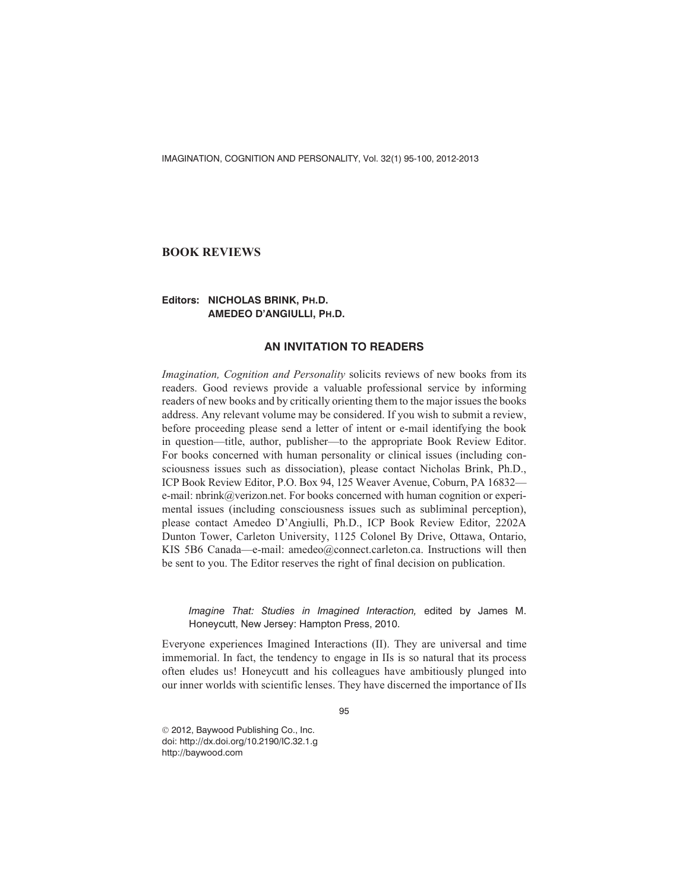## BOOK REVIEWS

**Editors: NICHOLAS BRINK, PH.D.**
**AMEDEO D'ANGIULLI, PH.D.**

### AN INVITATION TO READERS

*Imagination, Cognition and Personality* solicits reviews of new books from its readers. Good reviews provide a valuable professional service by informing readers of new books and by critically orienting them to the major issues the books address. Any relevant volume may be considered. If you wish to submit a review, before proceeding please send a letter of intent or e-mail identifying the book in question—title, author, publisher—to the appropriate Book Review Editor. For books concerned with human personality or clinical issues (including consciousness issues such as dissociation), please contact Nicholas Brink, Ph.D., ICP Book Review Editor, P.O. Box 94, 125 Weaver Avenue, Coburn, PA 16832—e-mail: nbrink@verizon.net. For books concerned with human cognition or experimental issues (including consciousness issues such as subliminal perception), please contact Amedeo D'Angiulli, Ph.D., ICP Book Review Editor, 2202A Dunton Tower, Carleton University, 1125 Colonel By Drive, Ottawa, Ontario, KIS 5B6 Canada—e-mail: amedeo@connect.carleton.ca. Instructions will then be sent to you. The Editor reserves the right of final decision on publication.

*Imagine That: Studies in Imagined Interaction,* edited by James M. Honeycutt, New Jersey: Hampton Press, 2010.

Everyone experiences Imagined Interactions (II). They are universal and time immemorial. In fact, the tendency to engage in IIs is so natural that its process often eludes us! Honeycutt and his colleagues have ambitiously plunged into our inner worlds with scientific lenses. They have discerned the importance of IIs

© 2012, Baywood Publishing Co., Inc.
doi: http://dx.doi.org/10.2190/IC.32.1.g
http://baywood.com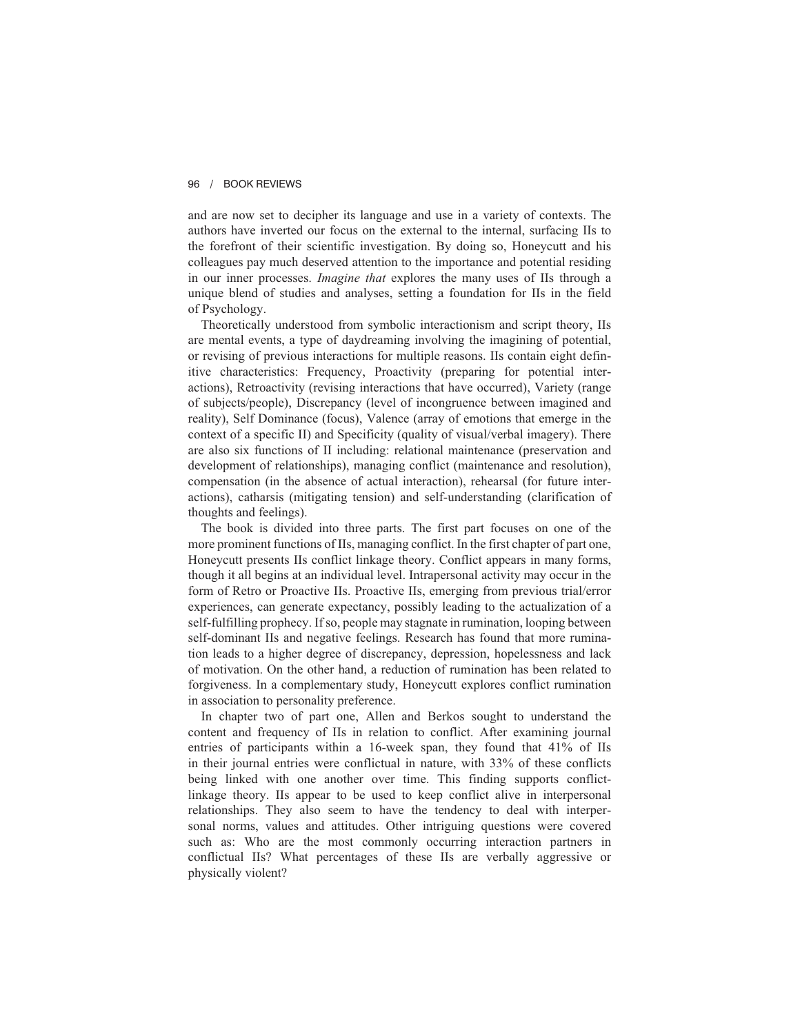and are now set to decipher its language and use in a variety of contexts. The authors have inverted our focus on the external to the internal, surfacing IIs to the forefront of their scientific investigation. By doing so, Honeycutt and his colleagues pay much deserved attention to the importance and potential residing in our inner processes. *Imagine that* explores the many uses of IIs through a unique blend of studies and analyses, setting a foundation for IIs in the field of Psychology.

Theoretically understood from symbolic interactionism and script theory, IIs are mental events, a type of daydreaming involving the imagining of potential, or revising of previous interactions for multiple reasons. IIs contain eight definitive characteristics: Frequency, Proactivity (preparing for potential interactions), Retroactivity (revising interactions that have occurred), Variety (range of subjects/people), Discrepancy (level of incongruence between imagined and reality), Self Dominance (focus), Valence (array of emotions that emerge in the context of a specific II) and Specificity (quality of visual/verbal imagery). There are also six functions of II including: relational maintenance (preservation and development of relationships), managing conflict (maintenance and resolution), compensation (in the absence of actual interaction), rehearsal (for future interactions), catharsis (mitigating tension) and self-understanding (clarification of thoughts and feelings).

The book is divided into three parts. The first part focuses on one of the more prominent functions of IIs, managing conflict. In the first chapter of part one, Honeycutt presents IIs conflict linkage theory. Conflict appears in many forms, though it all begins at an individual level. Intrapersonal activity may occur in the form of Retro or Proactive IIs. Proactive IIs, emerging from previous trial/error experiences, can generate expectancy, possibly leading to the actualization of a self-fulfilling prophecy. If so, people may stagnate in rumination, looping between self-dominant IIs and negative feelings. Research has found that more rumination leads to a higher degree of discrepancy, depression, hopelessness and lack of motivation. On the other hand, a reduction of rumination has been related to forgiveness. In a complementary study, Honeycutt explores conflict rumination in association to personality preference.

In chapter two of part one, Allen and Berkos sought to understand the content and frequency of IIs in relation to conflict. After examining journal entries of participants within a 16-week span, they found that 41% of IIs in their journal entries were conflictual in nature, with 33% of these conflicts being linked with one another over time. This finding supports conflict-linkage theory. IIs appear to be used to keep conflict alive in interpersonal relationships. They also seem to have the tendency to deal with interpersonal norms, values and attitudes. Other intriguing questions were covered such as: Who are the most commonly occurring interaction partners in conflictual IIs? What percentages of these IIs are verbally aggressive or physically violent?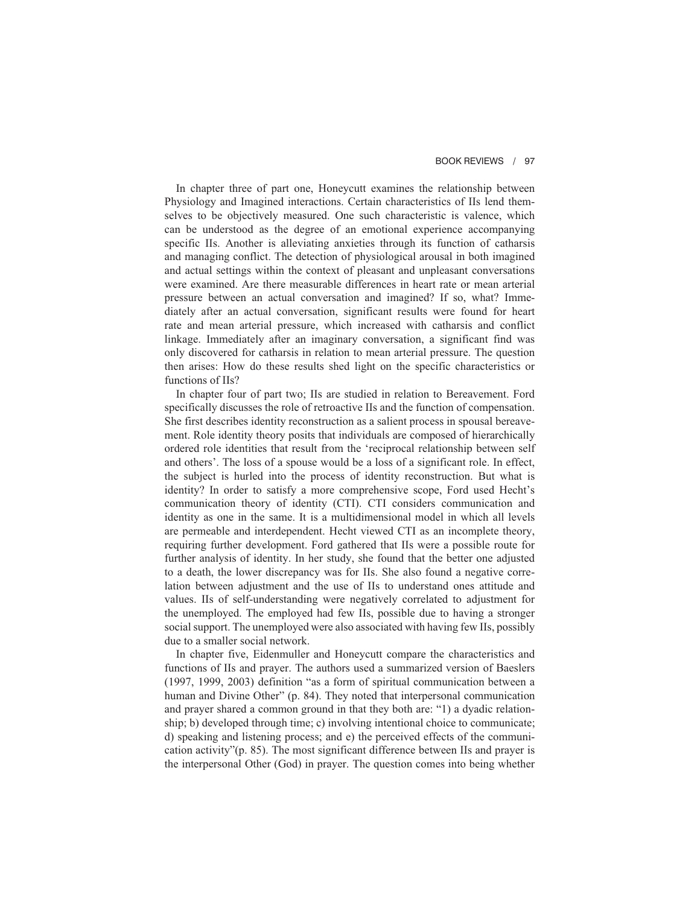In chapter three of part one, Honeycutt examines the relationship between Physiology and Imagined interactions. Certain characteristics of IIs lend themselves to be objectively measured. One such characteristic is valence, which can be understood as the degree of an emotional experience accompanying specific IIs. Another is alleviating anxieties through its function of catharsis and managing conflict. The detection of physiological arousal in both imagined and actual settings within the context of pleasant and unpleasant conversations were examined. Are there measurable differences in heart rate or mean arterial pressure between an actual conversation and imagined? If so, what? Immediately after an actual conversation, significant results were found for heart rate and mean arterial pressure, which increased with catharsis and conflict linkage. Immediately after an imaginary conversation, a significant find was only discovered for catharsis in relation to mean arterial pressure. The question then arises: How do these results shed light on the specific characteristics or functions of IIs?

In chapter four of part two; IIs are studied in relation to Bereavement. Ford specifically discusses the role of retroactive IIs and the function of compensation. She first describes identity reconstruction as a salient process in spousal bereavement. Role identity theory posits that individuals are composed of hierarchically ordered role identities that result from the 'reciprocal relationship between self and others'. The loss of a spouse would be a loss of a significant role. In effect, the subject is hurled into the process of identity reconstruction. But what is identity? In order to satisfy a more comprehensive scope, Ford used Hecht's communication theory of identity (CTI). CTI considers communication and identity as one in the same. It is a multidimensional model in which all levels are permeable and interdependent. Hecht viewed CTI as an incomplete theory, requiring further development. Ford gathered that IIs were a possible route for further analysis of identity. In her study, she found that the better one adjusted to a death, the lower discrepancy was for IIs. She also found a negative correlation between adjustment and the use of IIs to understand ones attitude and values. IIs of self-understanding were negatively correlated to adjustment for the unemployed. The employed had few IIs, possible due to having a stronger social support. The unemployed were also associated with having few IIs, possibly due to a smaller social network.

In chapter five, Eidenmuller and Honeycutt compare the characteristics and functions of IIs and prayer. The authors used a summarized version of Baeslers (1997, 1999, 2003) definition "as a form of spiritual communication between a human and Divine Other" (p. 84). They noted that interpersonal communication and prayer shared a common ground in that they both are: "1) a dyadic relationship; b) developed through time; c) involving intentional choice to communicate; d) speaking and listening process; and e) the perceived effects of the communication activity"(p. 85). The most significant difference between IIs and prayer is the interpersonal Other (God) in prayer. The question comes into being whether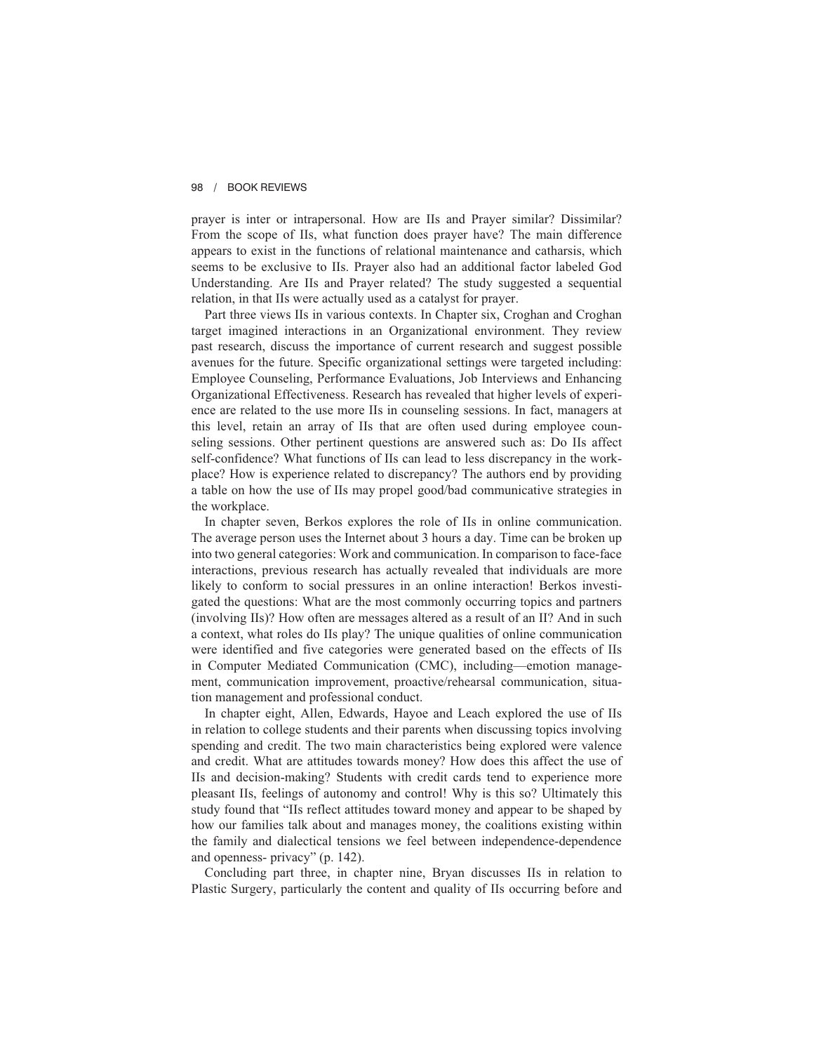prayer is inter or intrapersonal. How are IIs and Prayer similar? Dissimilar? From the scope of IIs, what function does prayer have? The main difference appears to exist in the functions of relational maintenance and catharsis, which seems to be exclusive to IIs. Prayer also had an additional factor labeled God Understanding. Are IIs and Prayer related? The study suggested a sequential relation, in that IIs were actually used as a catalyst for prayer.

Part three views IIs in various contexts. In Chapter six, Croghan and Croghan target imagined interactions in an Organizational environment. They review past research, discuss the importance of current research and suggest possible avenues for the future. Specific organizational settings were targeted including: Employee Counseling, Performance Evaluations, Job Interviews and Enhancing Organizational Effectiveness. Research has revealed that higher levels of experience are related to the use more IIs in counseling sessions. In fact, managers at this level, retain an array of IIs that are often used during employee counseling sessions. Other pertinent questions are answered such as: Do IIs affect self-confidence? What functions of IIs can lead to less discrepancy in the workplace? How is experience related to discrepancy? The authors end by providing a table on how the use of IIs may propel good/bad communicative strategies in the workplace.

In chapter seven, Berkos explores the role of IIs in online communication. The average person uses the Internet about 3 hours a day. Time can be broken up into two general categories: Work and communication. In comparison to face-face interactions, previous research has actually revealed that individuals are more likely to conform to social pressures in an online interaction! Berkos investigated the questions: What are the most commonly occurring topics and partners (involving IIs)? How often are messages altered as a result of an II? And in such a context, what roles do IIs play? The unique qualities of online communication were identified and five categories were generated based on the effects of IIs in Computer Mediated Communication (CMC), including—emotion management, communication improvement, proactive/rehearsal communication, situation management and professional conduct.

In chapter eight, Allen, Edwards, Hayoe and Leach explored the use of IIs in relation to college students and their parents when discussing topics involving spending and credit. The two main characteristics being explored were valence and credit. What are attitudes towards money? How does this affect the use of IIs and decision-making? Students with credit cards tend to experience more pleasant IIs, feelings of autonomy and control! Why is this so? Ultimately this study found that "IIs reflect attitudes toward money and appear to be shaped by how our families talk about and manages money, the coalitions existing within the family and dialectical tensions we feel between independence-dependence and openness- privacy" (p. 142).

Concluding part three, in chapter nine, Bryan discusses IIs in relation to Plastic Surgery, particularly the content and quality of IIs occurring before and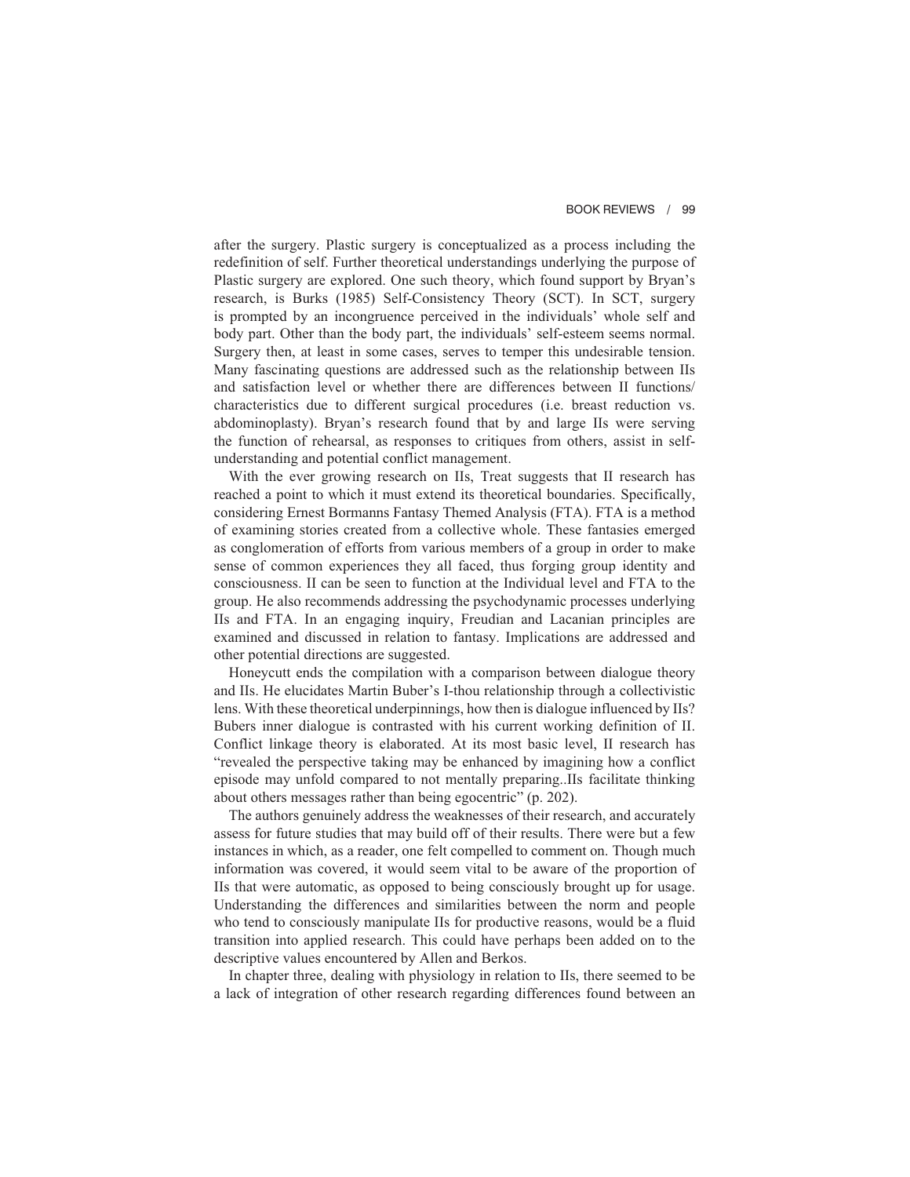after the surgery. Plastic surgery is conceptualized as a process including the redefinition of self. Further theoretical understandings underlying the purpose of Plastic surgery are explored. One such theory, which found support by Bryan's research, is Burks (1985) Self-Consistency Theory (SCT). In SCT, surgery is prompted by an incongruence perceived in the individuals' whole self and body part. Other than the body part, the individuals' self-esteem seems normal. Surgery then, at least in some cases, serves to temper this undesirable tension. Many fascinating questions are addressed such as the relationship between IIs and satisfaction level or whether there are differences between II functions/ characteristics due to different surgical procedures (i.e. breast reduction vs. abdominoplasty). Bryan's research found that by and large IIs were serving the function of rehearsal, as responses to critiques from others, assist in self-understanding and potential conflict management.

With the ever growing research on IIs, Treat suggests that II research has reached a point to which it must extend its theoretical boundaries. Specifically, considering Ernest Bormanns Fantasy Themed Analysis (FTA). FTA is a method of examining stories created from a collective whole. These fantasies emerged as conglomeration of efforts from various members of a group in order to make sense of common experiences they all faced, thus forging group identity and consciousness. II can be seen to function at the Individual level and FTA to the group. He also recommends addressing the psychodynamic processes underlying IIs and FTA. In an engaging inquiry, Freudian and Lacanian principles are examined and discussed in relation to fantasy. Implications are addressed and other potential directions are suggested.

Honeycutt ends the compilation with a comparison between dialogue theory and IIs. He elucidates Martin Buber's I-thou relationship through a collectivistic lens. With these theoretical underpinnings, how then is dialogue influenced by IIs? Bubers inner dialogue is contrasted with his current working definition of II. Conflict linkage theory is elaborated. At its most basic level, II research has "revealed the perspective taking may be enhanced by imagining how a conflict episode may unfold compared to not mentally preparing..IIs facilitate thinking about others messages rather than being egocentric" (p. 202).

The authors genuinely address the weaknesses of their research, and accurately assess for future studies that may build off of their results. There were but a few instances in which, as a reader, one felt compelled to comment on. Though much information was covered, it would seem vital to be aware of the proportion of IIs that were automatic, as opposed to being consciously brought up for usage. Understanding the differences and similarities between the norm and people who tend to consciously manipulate IIs for productive reasons, would be a fluid transition into applied research. This could have perhaps been added on to the descriptive values encountered by Allen and Berkos.

In chapter three, dealing with physiology in relation to IIs, there seemed to be a lack of integration of other research regarding differences found between an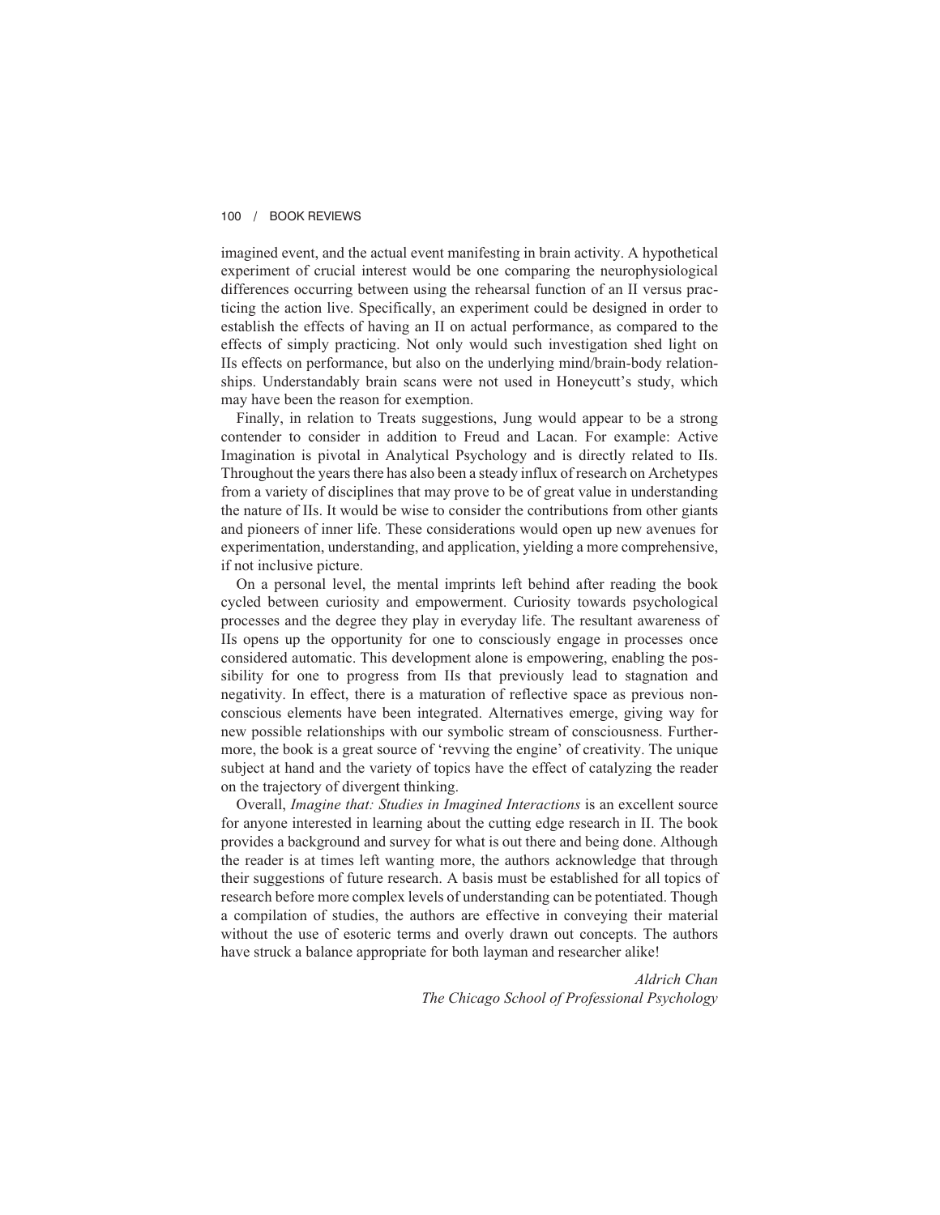imagined event, and the actual event manifesting in brain activity. A hypothetical experiment of crucial interest would be one comparing the neurophysiological differences occurring between using the rehearsal function of an II versus practicing the action live. Specifically, an experiment could be designed in order to establish the effects of having an II on actual performance, as compared to the effects of simply practicing. Not only would such investigation shed light on IIs effects on performance, but also on the underlying mind/brain-body relationships. Understandably brain scans were not used in Honeycutt's study, which may have been the reason for exemption.

Finally, in relation to Treats suggestions, Jung would appear to be a strong contender to consider in addition to Freud and Lacan. For example: Active Imagination is pivotal in Analytical Psychology and is directly related to IIs. Throughout the years there has also been a steady influx of research on Archetypes from a variety of disciplines that may prove to be of great value in understanding the nature of IIs. It would be wise to consider the contributions from other giants and pioneers of inner life. These considerations would open up new avenues for experimentation, understanding, and application, yielding a more comprehensive, if not inclusive picture.

On a personal level, the mental imprints left behind after reading the book cycled between curiosity and empowerment. Curiosity towards psychological processes and the degree they play in everyday life. The resultant awareness of IIs opens up the opportunity for one to consciously engage in processes once considered automatic. This development alone is empowering, enabling the possibility for one to progress from IIs that previously lead to stagnation and negativity. In effect, there is a maturation of reflective space as previous non-conscious elements have been integrated. Alternatives emerge, giving way for new possible relationships with our symbolic stream of consciousness. Furthermore, the book is a great source of 'revving the engine' of creativity. The unique subject at hand and the variety of topics have the effect of catalyzing the reader on the trajectory of divergent thinking.

Overall, *Imagine that: Studies in Imagined Interactions* is an excellent source for anyone interested in learning about the cutting edge research in II. The book provides a background and survey for what is out there and being done. Although the reader is at times left wanting more, the authors acknowledge that through their suggestions of future research. A basis must be established for all topics of research before more complex levels of understanding can be potentiated. Though a compilation of studies, the authors are effective in conveying their material without the use of esoteric terms and overly drawn out concepts. The authors have struck a balance appropriate for both layman and researcher alike!

*Aldrich Chan*
*The Chicago School of Professional Psychology*